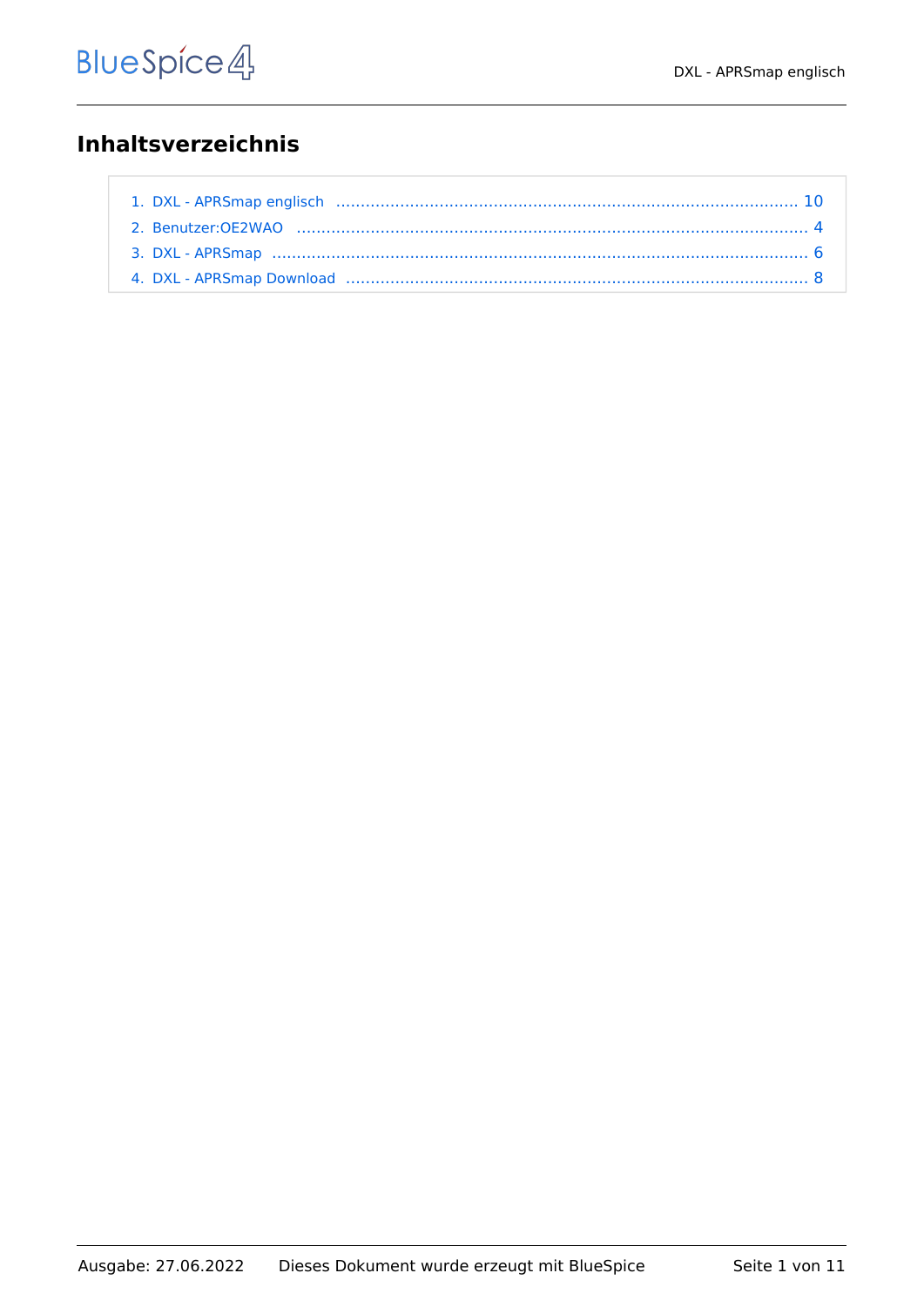# Inhaltsverzeichnis

1. DXL - APRSmap englisch ........................................................................................ 10
2. Benutzer:OE2WAO ................................................................................................ 4
3. DXL - APRSmap ...................................................................................................... 6
4. DXL - APRSmap Download ..................................................................................... 8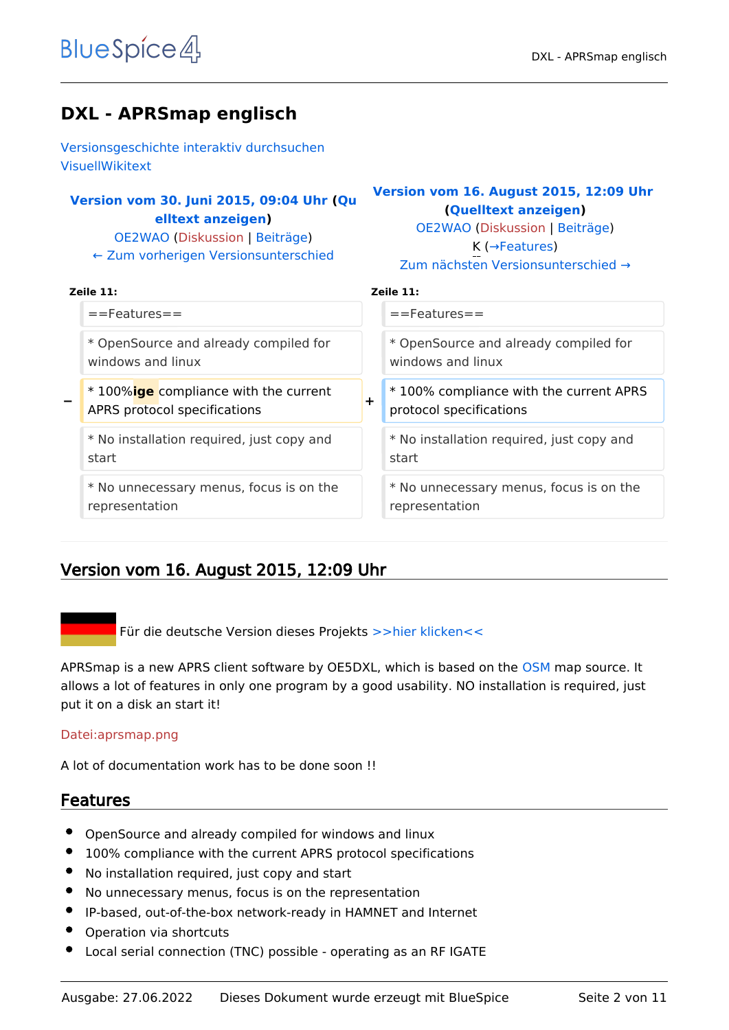# DXL - APRSmap englisch

Versionsgeschichte interaktiv durchsuchen
VisuellWikitext

| **Version vom 30. Juni 2015, 09:04 Uhr (Quelltext anzeigen)**<br>OE2WAO (Diskussion \| Beiträge)<br>← Zum vorherigen Versionsunterschied | | **Version vom 16. August 2015, 12:09 Uhr (Quelltext anzeigen)**<br>OE2WAO (Diskussion \| Beiträge)<br>K (→Features)<br>Zum nächsten Versionsunterschied → | |
|---|---|---|---|
| **Zeile 11:** | | **Zeile 11:** | |
| | ==Features== | | ==Features== |
| | * OpenSource and already compiled for windows and linux | | * OpenSource and already compiled for windows and linux |
| − | * 100%**ige** compliance with the current APRS protocol specifications | + | * 100% compliance with the current APRS protocol specifications |
| | * No installation required, just copy and start | | * No installation required, just copy and start |
| | * No unnecessary menus, focus is on the representation | | * No unnecessary menus, focus is on the representation |

## Version vom 16. August 2015, 12:09 Uhr

Für die deutsche Version dieses Projekts >>hier klicken<<

APRSmap is a new APRS client software by OE5DXL, which is based on the OSM map source. It allows a lot of features in only one program by a good usability. NO installation is required, just put it on a disk an start it!

Datei:aprsmap.png

A lot of documentation work has to be done soon !!

## Features

- OpenSource and already compiled for windows and linux
- 100% compliance with the current APRS protocol specifications
- No installation required, just copy and start
- No unnecessary menus, focus is on the representation
- IP-based, out-of-the-box network-ready in HAMNET and Internet
- Operation via shortcuts
- Local serial connection (TNC) possible - operating as an RF IGATE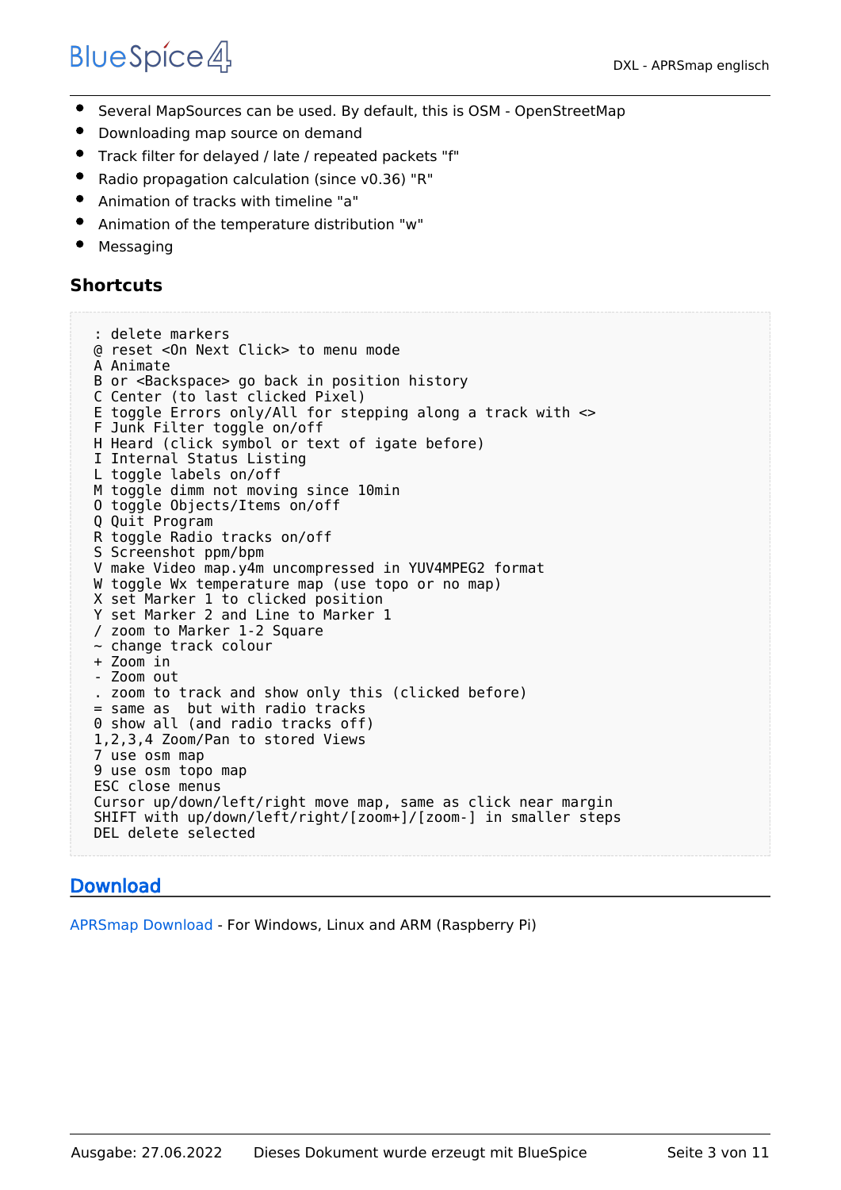- Several MapSources can be used. By default, this is OSM - OpenStreetMap
- Downloading map source on demand
- Track filter for delayed / late / repeated packets "f"
- Radio propagation calculation (since v0.36) "R"
- Animation of tracks with timeline "a"
- Animation of the temperature distribution "w"
- Messaging

### Shortcuts

```
: delete markers
@ reset <On Next Click> to menu mode
A Animate
B or <Backspace> go back in position history
C Center (to last clicked Pixel)
E toggle Errors only/All for stepping along a track with <>
F Junk Filter toggle on/off
H Heard (click symbol or text of igate before)
I Internal Status Listing
L toggle labels on/off
M toggle dimm not moving since 10min
O toggle Objects/Items on/off
Q Quit Program
R toggle Radio tracks on/off
S Screenshot ppm/bpm
V make Video map.y4m uncompressed in YUV4MPEG2 format
W toggle Wx temperature map (use topo or no map)
X set Marker 1 to clicked position
Y set Marker 2 and Line to Marker 1
/ zoom to Marker 1-2 Square
~ change track colour
+ Zoom in
- Zoom out
. zoom to track and show only this (clicked before)
= same as  but with radio tracks
0 show all (and radio tracks off)
1,2,3,4 Zoom/Pan to stored Views
7 use osm map
9 use osm topo map
ESC close menus
Cursor up/down/left/right move map, same as click near margin
SHIFT with up/down/left/right/[zoom+]/[zoom-] in smaller steps
DEL delete selected
```

## Download

APRSmap Download - For Windows, Linux and ARM (Raspberry Pi)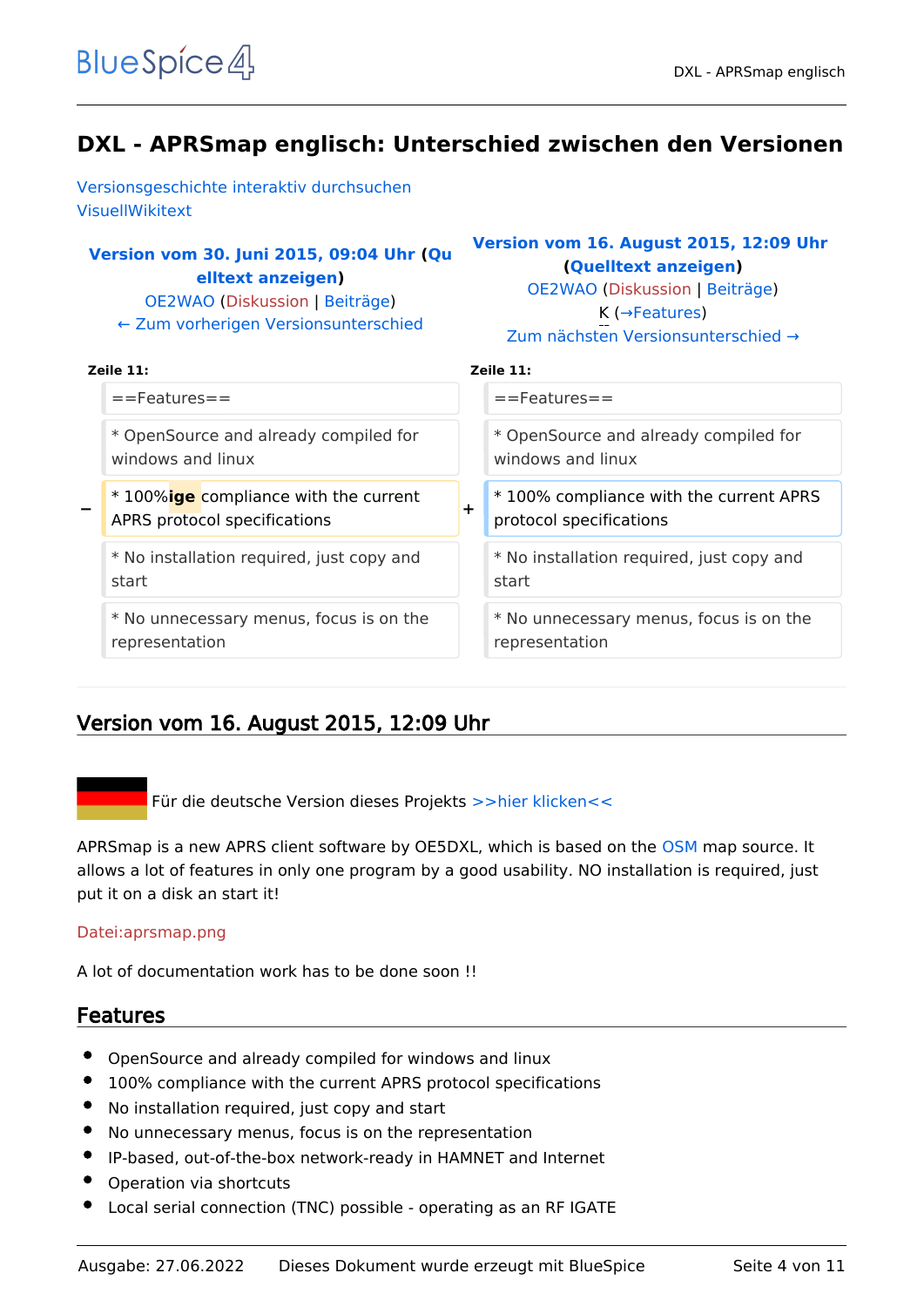# DXL - APRSmap englisch: Unterschied zwischen den Versionen

Versionsgeschichte interaktiv durchsuchen
VisuellWikitext

| Version vom 30. Juni 2015, 09:04 Uhr (Quelltext anzeigen) | | Version vom 16. August 2015, 12:09 Uhr (Quelltext anzeigen) |
|---|---|---|
| OE2WAO (Diskussion \| Beiträge) | | OE2WAO (Diskussion \| Beiträge) |
| | | K (→Features) |
| ← Zum vorherigen Versionsunterschied | | Zum nächsten Versionsunterschied → |
| **Zeile 11:** | | **Zeile 11:** |
| ==Features== | | ==Features== |
| * OpenSource and already compiled for windows and linux | | * OpenSource and already compiled for windows and linux |
| − * 100%**ige** compliance with the current APRS protocol specifications | + | * 100% compliance with the current APRS protocol specifications |
| * No installation required, just copy and start | | * No installation required, just copy and start |
| * No unnecessary menus, focus is on the representation | | * No unnecessary menus, focus is on the representation |

## Version vom 16. August 2015, 12:09 Uhr

Für die deutsche Version dieses Projekts >>hier klicken<<

APRSmap is a new APRS client software by OE5DXL, which is based on the OSM map source. It allows a lot of features in only one program by a good usability. NO installation is required, just put it on a disk an start it!

Datei:aprsmap.png

A lot of documentation work has to be done soon !!

## Features

- OpenSource and already compiled for windows and linux
- 100% compliance with the current APRS protocol specifications
- No installation required, just copy and start
- No unnecessary menus, focus is on the representation
- IP-based, out-of-the-box network-ready in HAMNET and Internet
- Operation via shortcuts
- Local serial connection (TNC) possible - operating as an RF IGATE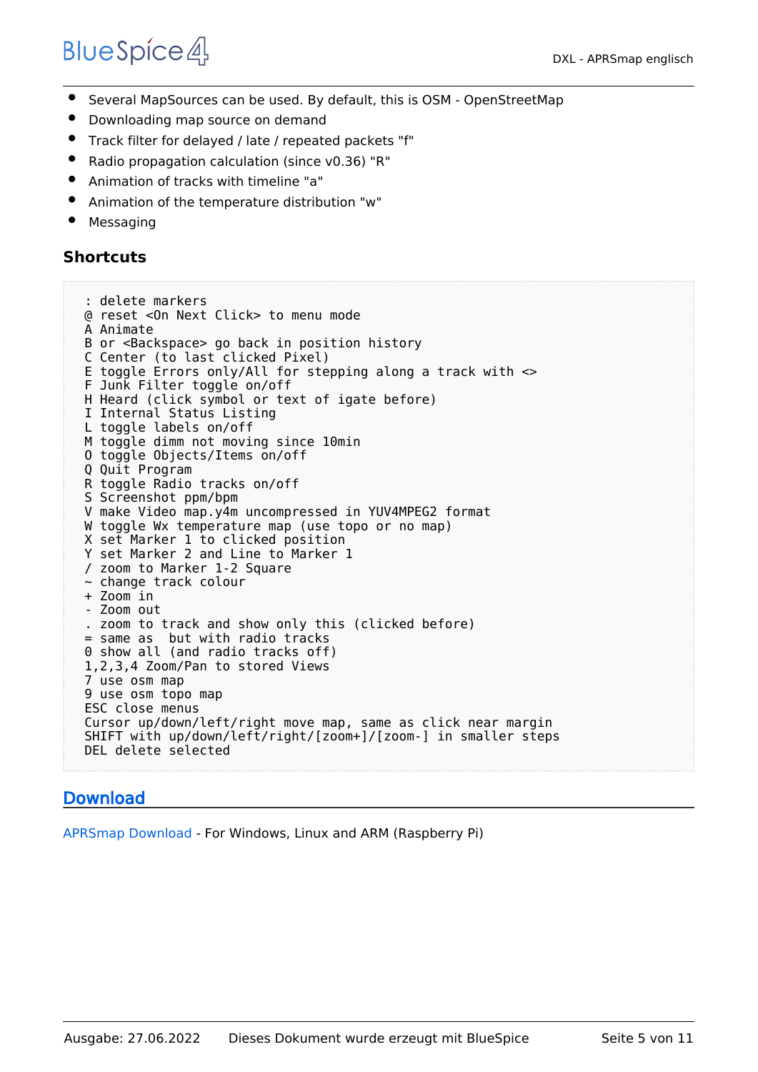- Several MapSources can be used. By default, this is OSM - OpenStreetMap
- Downloading map source on demand
- Track filter for delayed / late / repeated packets "f"
- Radio propagation calculation (since v0.36) "R"
- Animation of tracks with timeline "a"
- Animation of the temperature distribution "w"
- Messaging

### Shortcuts

```
: delete markers
@ reset <On Next Click> to menu mode
A Animate
B or <Backspace> go back in position history
C Center (to last clicked Pixel)
E toggle Errors only/All for stepping along a track with <>
F Junk Filter toggle on/off
H Heard (click symbol or text of igate before)
I Internal Status Listing
L toggle labels on/off
M toggle dimm not moving since 10min
O toggle Objects/Items on/off
Q Quit Program
R toggle Radio tracks on/off
S Screenshot ppm/bpm
V make Video map.y4m uncompressed in YUV4MPEG2 format
W toggle Wx temperature map (use topo or no map)
X set Marker 1 to clicked position
Y set Marker 2 and Line to Marker 1
/ zoom to Marker 1-2 Square
~ change track colour
+ Zoom in
- Zoom out
. zoom to track and show only this (clicked before)
= same as  but with radio tracks
0 show all (and radio tracks off)
1,2,3,4 Zoom/Pan to stored Views
7 use osm map
9 use osm topo map
ESC close menus
Cursor up/down/left/right move map, same as click near margin
SHIFT with up/down/left/right/[zoom+]/[zoom-] in smaller steps
DEL delete selected
```

## Download

APRSmap Download - For Windows, Linux and ARM (Raspberry Pi)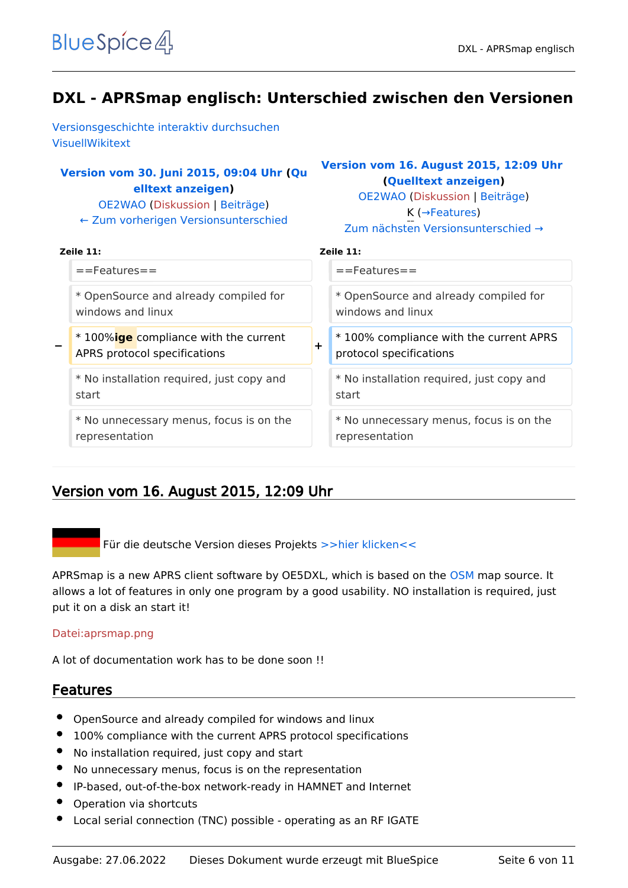# DXL - APRSmap englisch: Unterschied zwischen den Versionen

Versionsgeschichte interaktiv durchsuchen
VisuellWikitext

| Version vom 30. Juni 2015, 09:04 Uhr (Quelltext anzeigen) OE2WAO (Diskussion \| Beiträge) ← Zum vorherigen Versionsunterschied | | Version vom 16. August 2015, 12:09 Uhr (Quelltext anzeigen) OE2WAO (Diskussion \| Beiträge) K (→Features) Zum nächsten Versionsunterschied → | |
|---|---|---|---|
| **Zeile 11:** | | **Zeile 11:** | |
| | ==Features== | | ==Features== |
| | * OpenSource and already compiled for windows and linux | | * OpenSource and already compiled for windows and linux |
| − | * 100%**ige** compliance with the current APRS protocol specifications | + | * 100% compliance with the current APRS protocol specifications |
| | * No installation required, just copy and start | | * No installation required, just copy and start |
| | * No unnecessary menus, focus is on the representation | | * No unnecessary menus, focus is on the representation |

## Version vom 16. August 2015, 12:09 Uhr

Für die deutsche Version dieses Projekts >>hier klicken<<

APRSmap is a new APRS client software by OE5DXL, which is based on the OSM map source. It allows a lot of features in only one program by a good usability. NO installation is required, just put it on a disk an start it!

Datei:aprsmap.png

A lot of documentation work has to be done soon !!

## Features

- OpenSource and already compiled for windows and linux
- 100% compliance with the current APRS protocol specifications
- No installation required, just copy and start
- No unnecessary menus, focus is on the representation
- IP-based, out-of-the-box network-ready in HAMNET and Internet
- Operation via shortcuts
- Local serial connection (TNC) possible - operating as an RF IGATE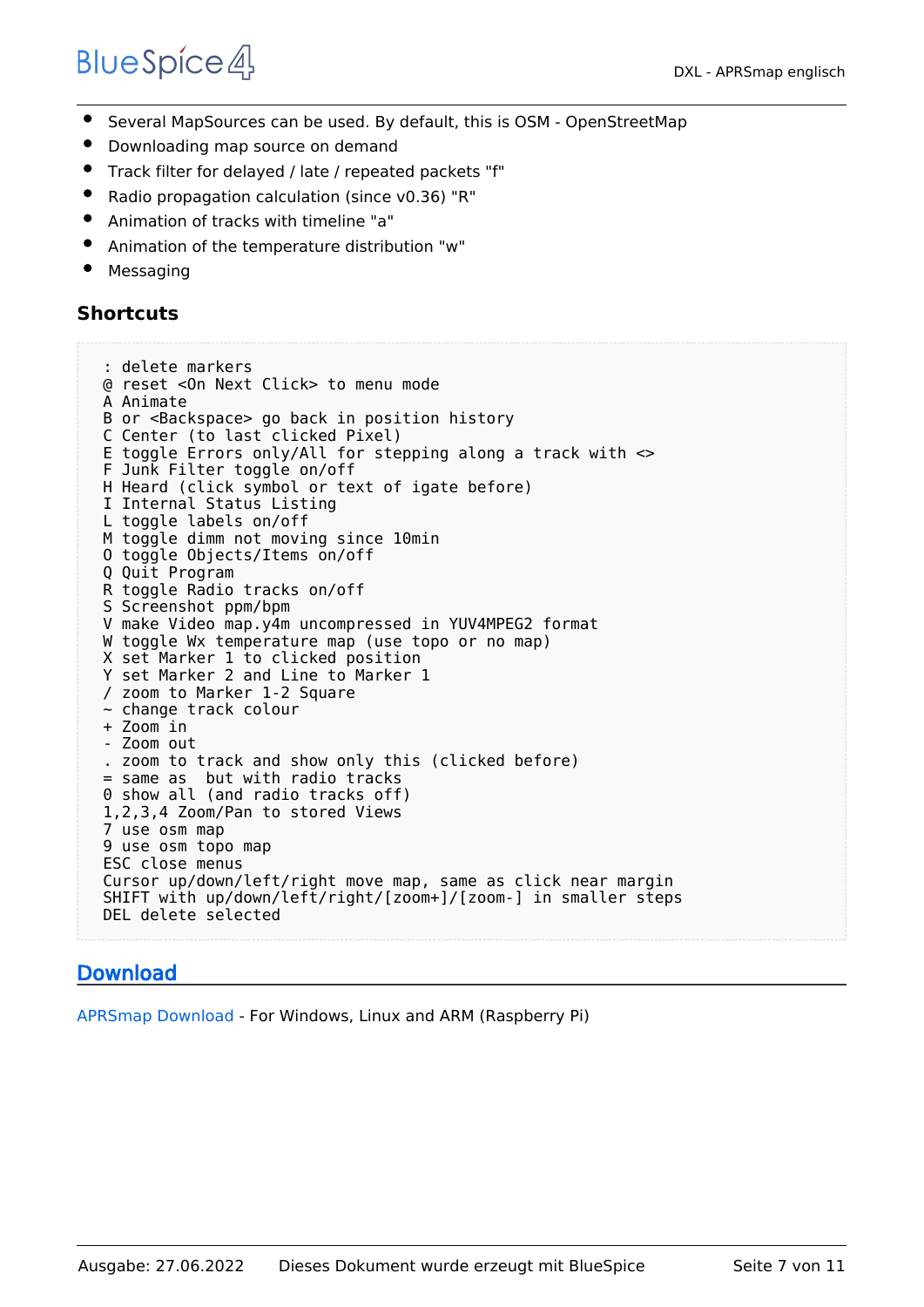- Several MapSources can be used. By default, this is OSM - OpenStreetMap
- Downloading map source on demand
- Track filter for delayed / late / repeated packets "f"
- Radio propagation calculation (since v0.36) "R"
- Animation of tracks with timeline "a"
- Animation of the temperature distribution "w"
- Messaging

### Shortcuts

```
: delete markers
@ reset <On Next Click> to menu mode
A Animate
B or <Backspace> go back in position history
C Center (to last clicked Pixel)
E toggle Errors only/All for stepping along a track with <>
F Junk Filter toggle on/off
H Heard (click symbol or text of igate before)
I Internal Status Listing
L toggle labels on/off
M toggle dimm not moving since 10min
O toggle Objects/Items on/off
Q Quit Program
R toggle Radio tracks on/off
S Screenshot ppm/bpm
V make Video map.y4m uncompressed in YUV4MPEG2 format
W toggle Wx temperature map (use topo or no map)
X set Marker 1 to clicked position
Y set Marker 2 and Line to Marker 1
/ zoom to Marker 1-2 Square
~ change track colour
+ Zoom in
- Zoom out
. zoom to track and show only this (clicked before)
= same as  but with radio tracks
0 show all (and radio tracks off)
1,2,3,4 Zoom/Pan to stored Views
7 use osm map
9 use osm topo map
ESC close menus
Cursor up/down/left/right move map, same as click near margin
SHIFT with up/down/left/right/[zoom+]/[zoom-] in smaller steps
DEL delete selected
```

## Download

APRSmap Download - For Windows, Linux and ARM (Raspberry Pi)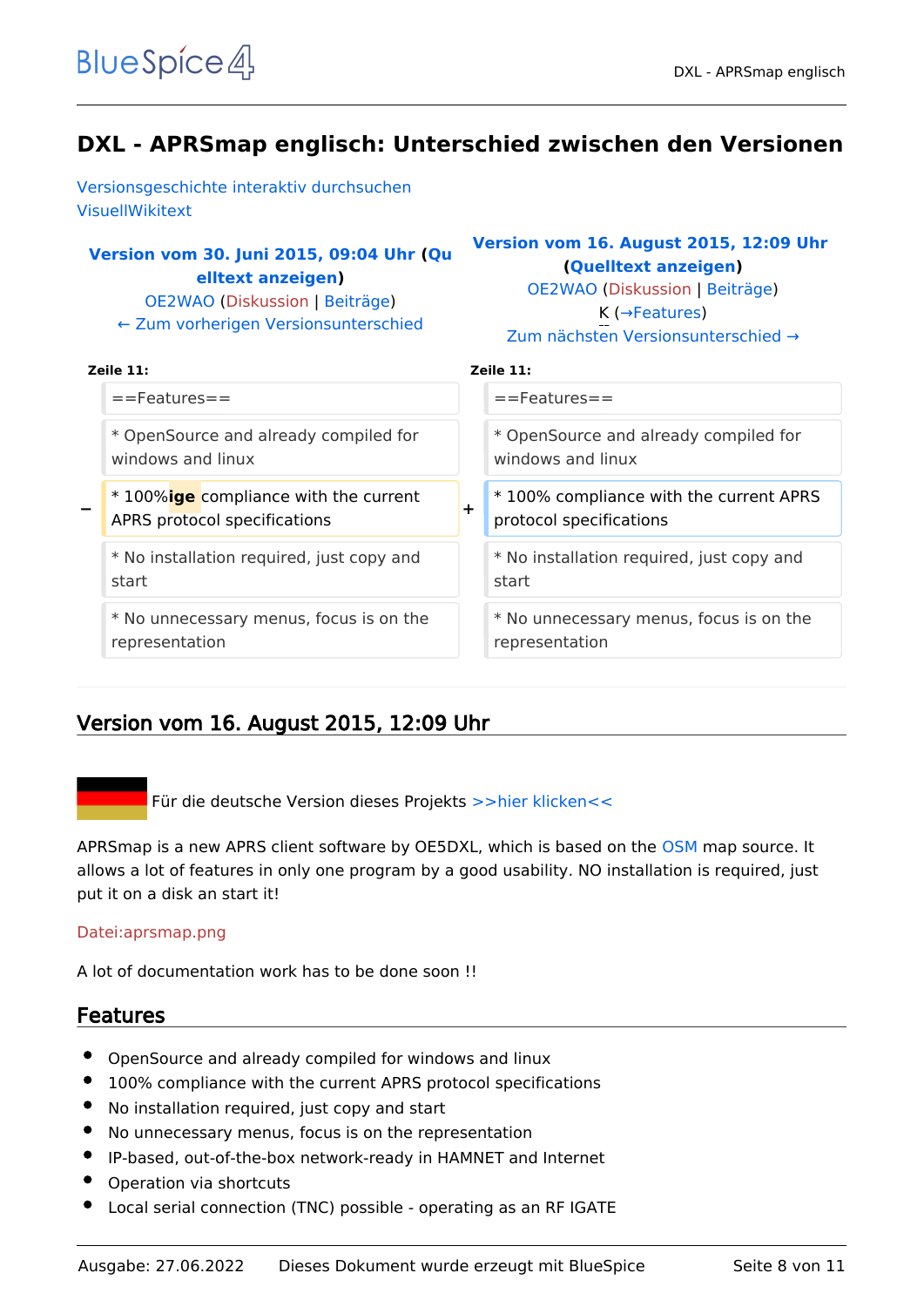# DXL - APRSmap englisch: Unterschied zwischen den Versionen

Versionsgeschichte interaktiv durchsuchen
VisuellWikitext

| Version vom 30. Juni 2015, 09:04 Uhr (Quelltext anzeigen) OE2WAO (Diskussion \| Beiträge) ← Zum vorherigen Versionsunterschied | | Version vom 16. August 2015, 12:09 Uhr (Quelltext anzeigen) OE2WAO (Diskussion \| Beiträge) K (→Features) Zum nächsten Versionsunterschied → |
|---|---|---|
| **Zeile 11:** | | **Zeile 11:** |
| ==Features== | | ==Features== |
| * OpenSource and already compiled for windows and linux | | * OpenSource and already compiled for windows and linux |
| − * 100%**ige** compliance with the current APRS protocol specifications | + | * 100% compliance with the current APRS protocol specifications |
| * No installation required, just copy and start | | * No installation required, just copy and start |
| * No unnecessary menus, focus is on the representation | | * No unnecessary menus, focus is on the representation |

## Version vom 16. August 2015, 12:09 Uhr

Für die deutsche Version dieses Projekts >>hier klicken<<

APRSmap is a new APRS client software by OE5DXL, which is based on the OSM map source. It allows a lot of features in only one program by a good usability. NO installation is required, just put it on a disk an start it!

Datei:aprsmap.png

A lot of documentation work has to be done soon !!

## Features

- OpenSource and already compiled for windows and linux
- 100% compliance with the current APRS protocol specifications
- No installation required, just copy and start
- No unnecessary menus, focus is on the representation
- IP-based, out-of-the-box network-ready in HAMNET and Internet
- Operation via shortcuts
- Local serial connection (TNC) possible - operating as an RF IGATE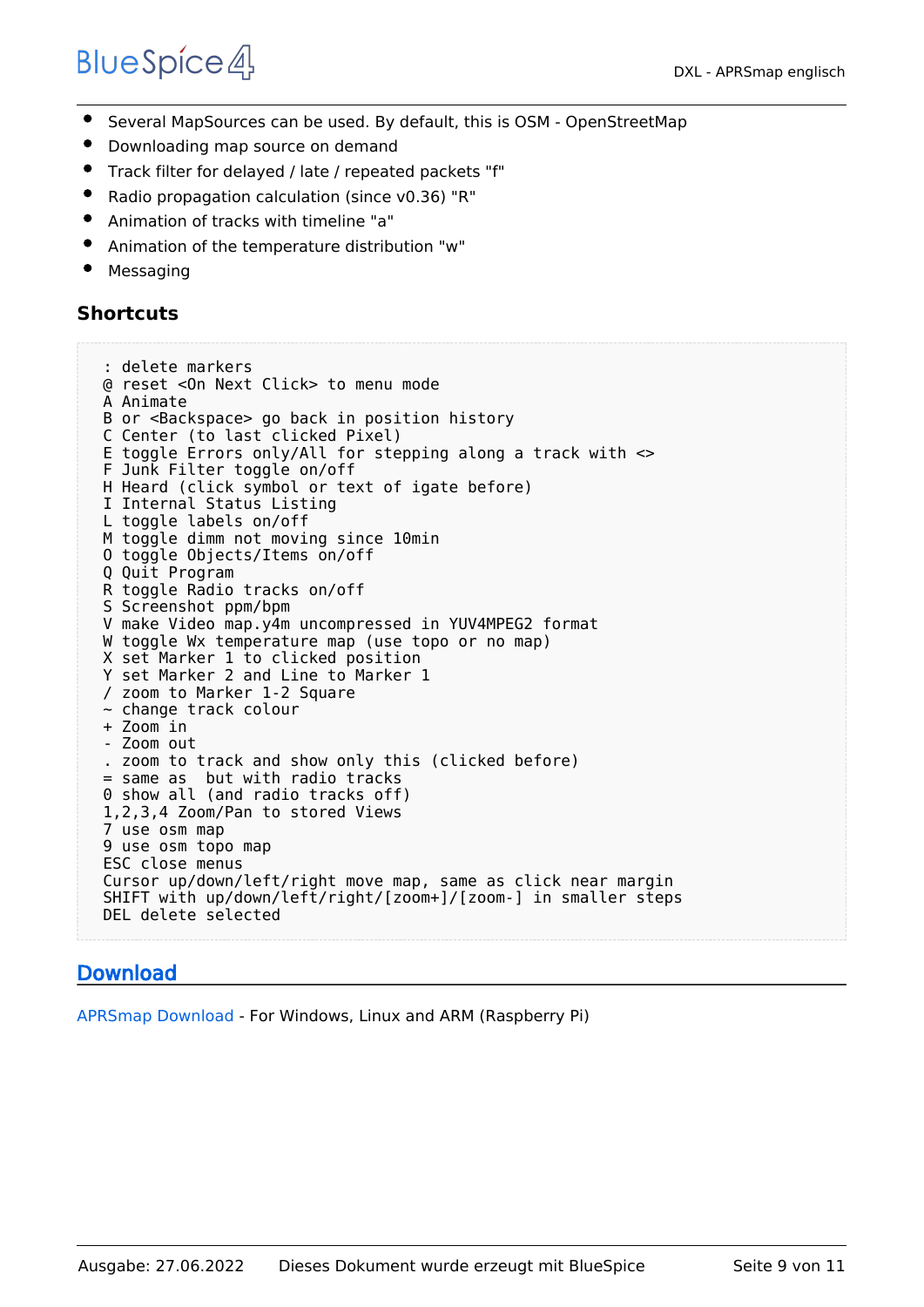- Several MapSources can be used. By default, this is OSM - OpenStreetMap
- Downloading map source on demand
- Track filter for delayed / late / repeated packets "f"
- Radio propagation calculation (since v0.36) "R"
- Animation of tracks with timeline "a"
- Animation of the temperature distribution "w"
- Messaging

### Shortcuts

```
: delete markers
@ reset <On Next Click> to menu mode
A Animate
B or <Backspace> go back in position history
C Center (to last clicked Pixel)
E toggle Errors only/All for stepping along a track with <>
F Junk Filter toggle on/off
H Heard (click symbol or text of igate before)
I Internal Status Listing
L toggle labels on/off
M toggle dimm not moving since 10min
O toggle Objects/Items on/off
Q Quit Program
R toggle Radio tracks on/off
S Screenshot ppm/bpm
V make Video map.y4m uncompressed in YUV4MPEG2 format
W toggle Wx temperature map (use topo or no map)
X set Marker 1 to clicked position
Y set Marker 2 and Line to Marker 1
/ zoom to Marker 1-2 Square
~ change track colour
+ Zoom in
- Zoom out
. zoom to track and show only this (clicked before)
= same as  but with radio tracks
0 show all (and radio tracks off)
1,2,3,4 Zoom/Pan to stored Views
7 use osm map
9 use osm topo map
ESC close menus
Cursor up/down/left/right move map, same as click near margin
SHIFT with up/down/left/right/[zoom+]/[zoom-] in smaller steps
DEL delete selected
```

## Download

APRSmap Download - For Windows, Linux and ARM (Raspberry Pi)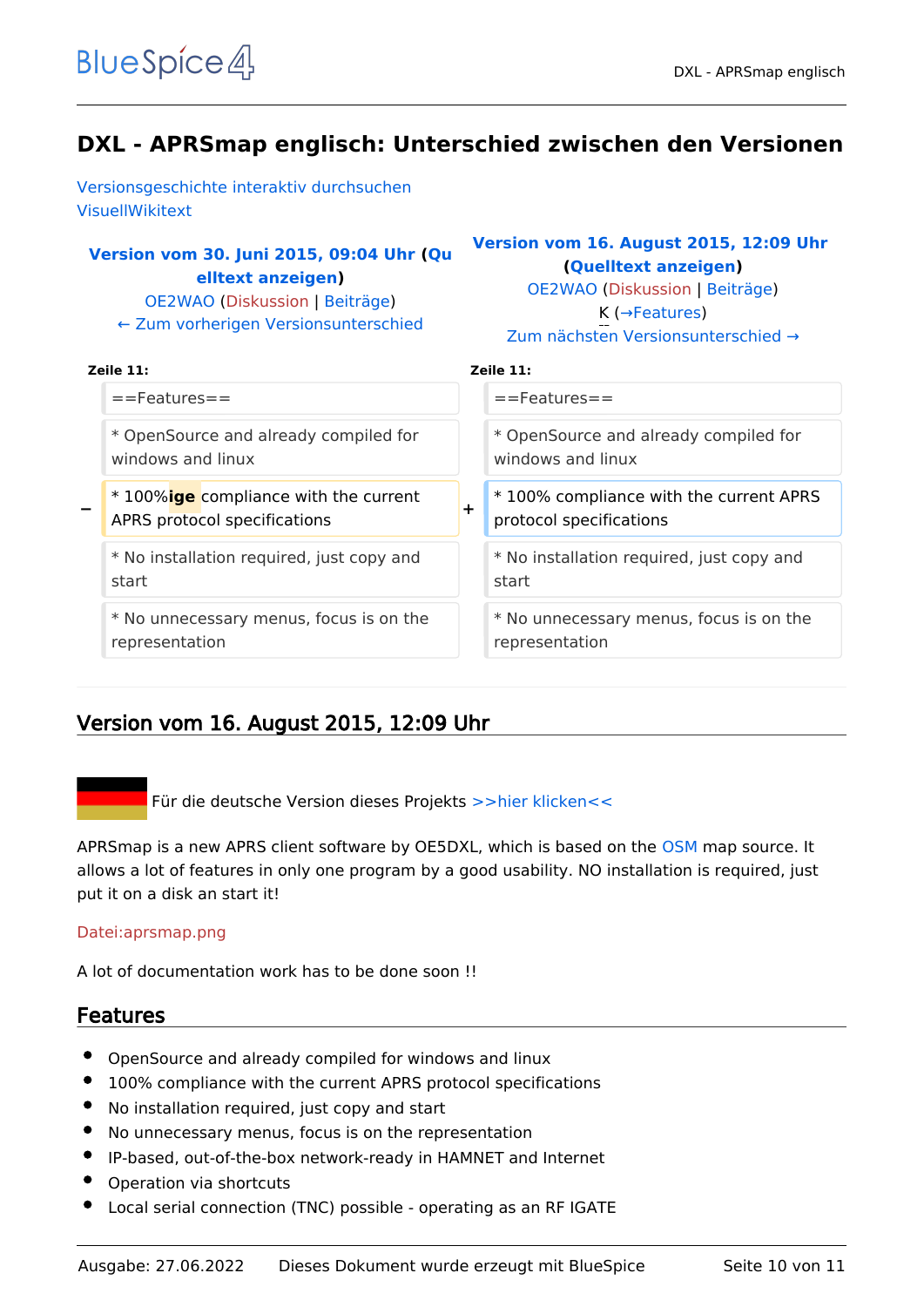# DXL - APRSmap englisch: Unterschied zwischen den Versionen

Versionsgeschichte interaktiv durchsuchen
VisuellWikitext

| Version vom 30. Juni 2015, 09:04 Uhr (Quelltext anzeigen) OE2WAO (Diskussion \| Beiträge) ← Zum vorherigen Versionsunterschied | | Version vom 16. August 2015, 12:09 Uhr (Quelltext anzeigen) OE2WAO (Diskussion \| Beiträge) K (→Features) Zum nächsten Versionsunterschied → | |
|---|---|---|---|
| **Zeile 11:** | | **Zeile 11:** | |
| | ==Features== | | ==Features== |
| | * OpenSource and already compiled for windows and linux | | * OpenSource and already compiled for windows and linux |
| − | * 100%**ige** compliance with the current APRS protocol specifications | + | * 100% compliance with the current APRS protocol specifications |
| | * No installation required, just copy and start | | * No installation required, just copy and start |
| | * No unnecessary menus, focus is on the representation | | * No unnecessary menus, focus is on the representation |

## Version vom 16. August 2015, 12:09 Uhr

Für die deutsche Version dieses Projekts >>hier klicken<<

APRSmap is a new APRS client software by OE5DXL, which is based on the OSM map source. It allows a lot of features in only one program by a good usability. NO installation is required, just put it on a disk an start it!

Datei:aprsmap.png

A lot of documentation work has to be done soon !!

## Features

- OpenSource and already compiled for windows and linux
- 100% compliance with the current APRS protocol specifications
- No installation required, just copy and start
- No unnecessary menus, focus is on the representation
- IP-based, out-of-the-box network-ready in HAMNET and Internet
- Operation via shortcuts
- Local serial connection (TNC) possible - operating as an RF IGATE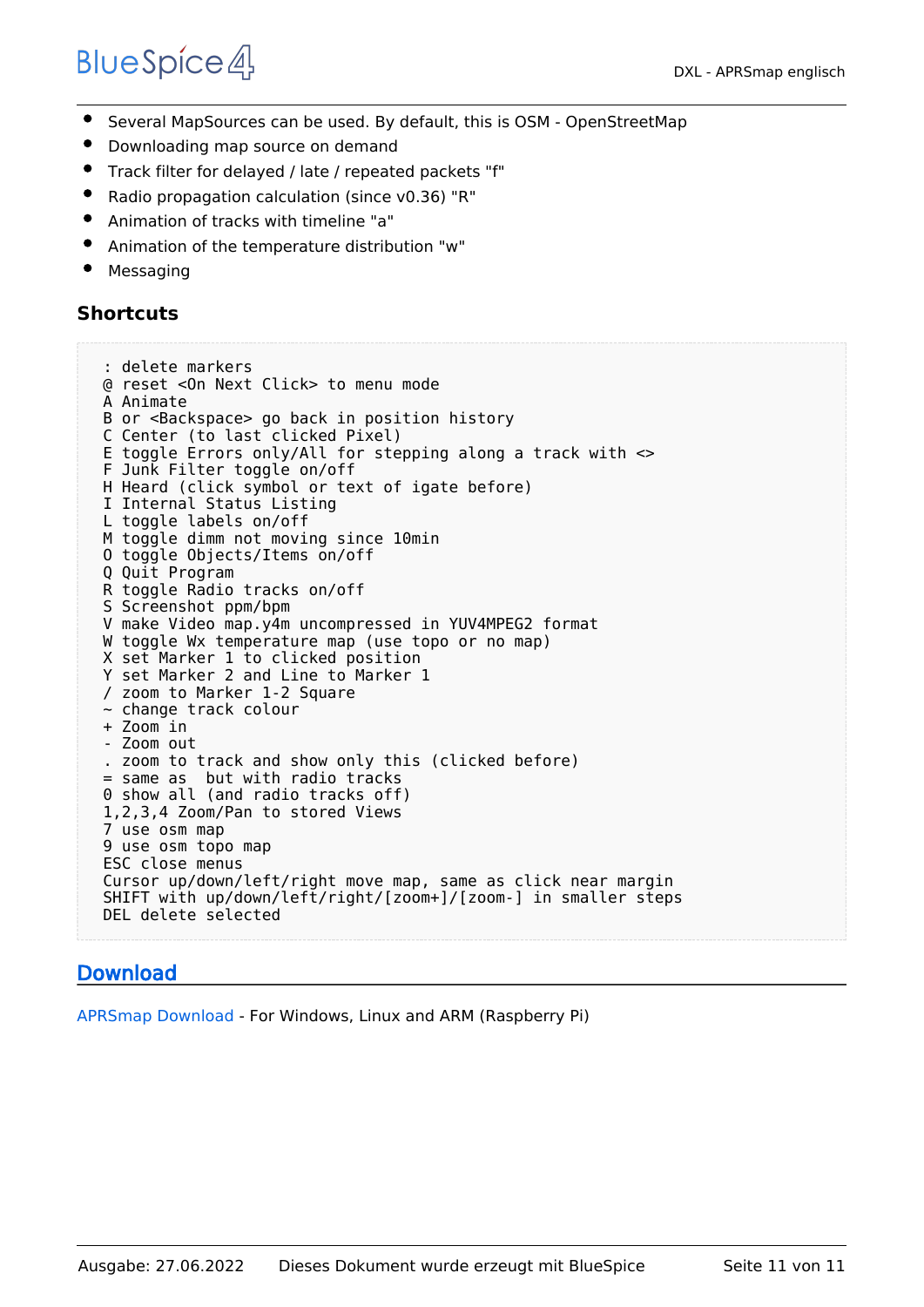- Several MapSources can be used. By default, this is OSM - OpenStreetMap
- Downloading map source on demand
- Track filter for delayed / late / repeated packets "f"
- Radio propagation calculation (since v0.36) "R"
- Animation of tracks with timeline "a"
- Animation of the temperature distribution "w"
- Messaging

### Shortcuts

```
: delete markers
@ reset <On Next Click> to menu mode
A Animate
B or <Backspace> go back in position history
C Center (to last clicked Pixel)
E toggle Errors only/All for stepping along a track with <>
F Junk Filter toggle on/off
H Heard (click symbol or text of igate before)
I Internal Status Listing
L toggle labels on/off
M toggle dimm not moving since 10min
O toggle Objects/Items on/off
Q Quit Program
R toggle Radio tracks on/off
S Screenshot ppm/bpm
V make Video map.y4m uncompressed in YUV4MPEG2 format
W toggle Wx temperature map (use topo or no map)
X set Marker 1 to clicked position
Y set Marker 2 and Line to Marker 1
/ zoom to Marker 1-2 Square
~ change track colour
+ Zoom in
- Zoom out
. zoom to track and show only this (clicked before)
= same as  but with radio tracks
0 show all (and radio tracks off)
1,2,3,4 Zoom/Pan to stored Views
7 use osm map
9 use osm topo map
ESC close menus
Cursor up/down/left/right move map, same as click near margin
SHIFT with up/down/left/right/[zoom+]/[zoom-] in smaller steps
DEL delete selected
```

## Download

APRSmap Download - For Windows, Linux and ARM (Raspberry Pi)